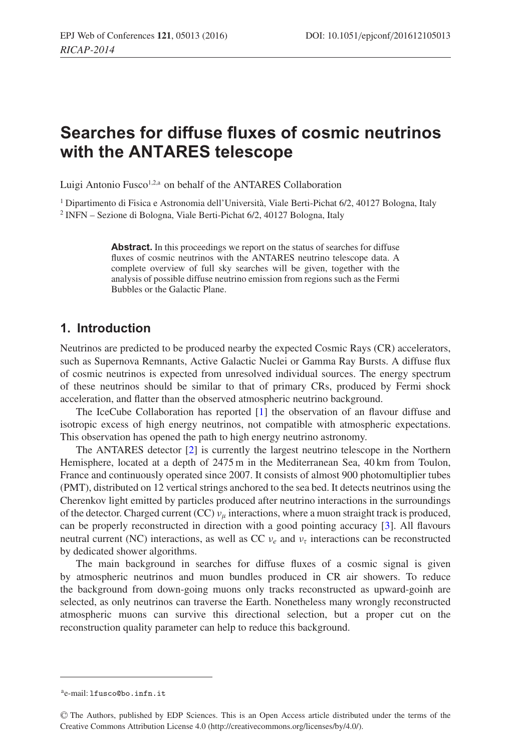# Searches for diffuse fluxes of cosmic neutrinos with the ANTARES telescope

Luigi Antonio Fusco[1,2,a] on behalf of the ANTARES Collaboration

[1] Dipartimento di Fisica e Astronomia dell'Università, Viale Berti-Pichat 6/2, 40127 Bologna, Italy
[2] INFN – Sezione di Bologna, Viale Berti-Pichat 6/2, 40127 Bologna, Italy

**Abstract.** In this proceedings we report on the status of searches for diffuse fluxes of cosmic neutrinos with the ANTARES neutrino telescope data. A complete overview of full sky searches will be given, together with the analysis of possible diffuse neutrino emission from regions such as the Fermi Bubbles or the Galactic Plane.

## 1. Introduction

Neutrinos are predicted to be produced nearby the expected Cosmic Rays (CR) accelerators, such as Supernova Remnants, Active Galactic Nuclei or Gamma Ray Bursts. A diffuse flux of cosmic neutrinos is expected from unresolved individual sources. The energy spectrum of these neutrinos should be similar to that of primary CRs, produced by Fermi shock acceleration, and flatter than the observed atmospheric neutrino background.

The IceCube Collaboration has reported [1] the observation of an flavour diffuse and isotropic excess of high energy neutrinos, not compatible with atmospheric expectations. This observation has opened the path to high energy neutrino astronomy.

The ANTARES detector [2] is currently the largest neutrino telescope in the Northern Hemisphere, located at a depth of 2475 m in the Mediterranean Sea, 40 km from Toulon, France and continuously operated since 2007. It consists of almost 900 photomultiplier tubes (PMT), distributed on 12 vertical strings anchored to the sea bed. It detects neutrinos using the Cherenkov light emitted by particles produced after neutrino interactions in the surroundings of the detector. Charged current (CC) $\nu_\mu$ interactions, where a muon straight track is produced, can be properly reconstructed in direction with a good pointing accuracy [3]. All flavours neutral current (NC) interactions, as well as CC $\nu_e$ and $\nu_\tau$ interactions can be reconstructed by dedicated shower algorithms.

The main background in searches for diffuse fluxes of a cosmic signal is given by atmospheric neutrinos and muon bundles produced in CR air showers. To reduce the background from down-going muons only tracks reconstructed as upward-goinh are selected, as only neutrinos can traverse the Earth. Nonetheless many wrongly reconstructed atmospheric muons can survive this directional selection, but a proper cut on the reconstruction quality parameter can help to reduce this background.

---

[a] e-mail: lfusco@bo.infn.it

© The Authors, published by EDP Sciences. This is an Open Access article distributed under the terms of the Creative Commons Attribution License 4.0 (http://creativecommons.org/licenses/by/4.0/).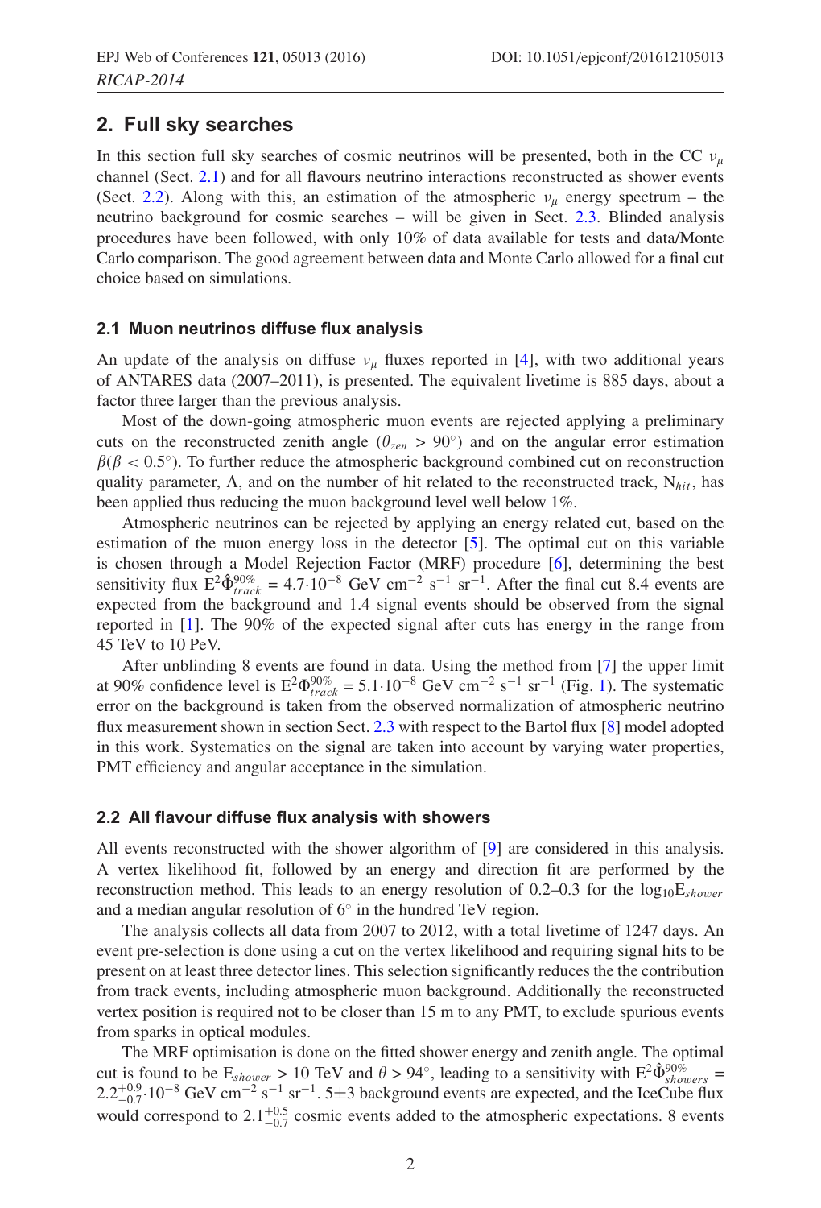## 2. Full sky searches

In this section full sky searches of cosmic neutrinos will be presented, both in the CC $\nu_\mu$ channel (Sect. 2.1) and for all flavours neutrino interactions reconstructed as shower events (Sect. 2.2). Along with this, an estimation of the atmospheric $\nu_\mu$ energy spectrum – the neutrino background for cosmic searches – will be given in Sect. 2.3. Blinded analysis procedures have been followed, with only 10% of data available for tests and data/Monte Carlo comparison. The good agreement between data and Monte Carlo allowed for a final cut choice based on simulations.

### 2.1 Muon neutrinos diffuse flux analysis

An update of the analysis on diffuse $\nu_\mu$ fluxes reported in [4], with two additional years of ANTARES data (2007–2011), is presented. The equivalent livetime is 885 days, about a factor three larger than the previous analysis.

Most of the down-going atmospheric muon events are rejected applying a preliminary cuts on the reconstructed zenith angle ($\theta_{zen} > 90°$) and on the angular error estimation $\beta(\beta < 0.5°)$. To further reduce the atmospheric background combined cut on reconstruction quality parameter, $\Lambda$, and on the number of hit related to the reconstructed track, $N_{hit}$, has been applied thus reducing the muon background level well below 1%.

Atmospheric neutrinos can be rejected by applying an energy related cut, based on the estimation of the muon energy loss in the detector [5]. The optimal cut on this variable is chosen through a Model Rejection Factor (MRF) procedure [6], determining the best sensitivity flux $E^2\hat{\Phi}^{90\%}_{track} = 4.7 \cdot 10^{-8}$ GeV cm$^{-2}$ s$^{-1}$ sr$^{-1}$. After the final cut 8.4 events are expected from the background and 1.4 signal events should be observed from the signal reported in [1]. The 90% of the expected signal after cuts has energy in the range from 45 TeV to 10 PeV.

After unblinding 8 events are found in data. Using the method from [7] the upper limit at 90% confidence level is $E^2\Phi^{90\%}_{track} = 5.1 \cdot 10^{-8}$ GeV cm$^{-2}$ s$^{-1}$ sr$^{-1}$ (Fig. 1). The systematic error on the background is taken from the observed normalization of atmospheric neutrino flux measurement shown in section Sect. 2.3 with respect to the Bartol flux [8] model adopted in this work. Systematics on the signal are taken into account by varying water properties, PMT efficiency and angular acceptance in the simulation.

### 2.2 All flavour diffuse flux analysis with showers

All events reconstructed with the shower algorithm of [9] are considered in this analysis. A vertex likelihood fit, followed by an energy and direction fit are performed by the reconstruction method. This leads to an energy resolution of 0.2–0.3 for the $\log_{10}E_{shower}$ and a median angular resolution of 6° in the hundred TeV region.

The analysis collects all data from 2007 to 2012, with a total livetime of 1247 days. An event pre-selection is done using a cut on the vertex likelihood and requiring signal hits to be present on at least three detector lines. This selection significantly reduces the the contribution from track events, including atmospheric muon background. Additionally the reconstructed vertex position is required not to be closer than 15 m to any PMT, to exclude spurious events from sparks in optical modules.

The MRF optimisation is done on the fitted shower energy and zenith angle. The optimal cut is found to be $E_{shower} > 10$ TeV and $\theta > 94°$, leading to a sensitivity with $E^2\hat{\Phi}^{90\%}_{showers} = 2.2^{+0.9}_{-0.7} \cdot 10^{-8}$ GeV cm$^{-2}$ s$^{-1}$ sr$^{-1}$. 5±3 background events are expected, and the IceCube flux would correspond to $2.1^{+0.5}_{-0.7}$ cosmic events added to the atmospheric expectations. 8 events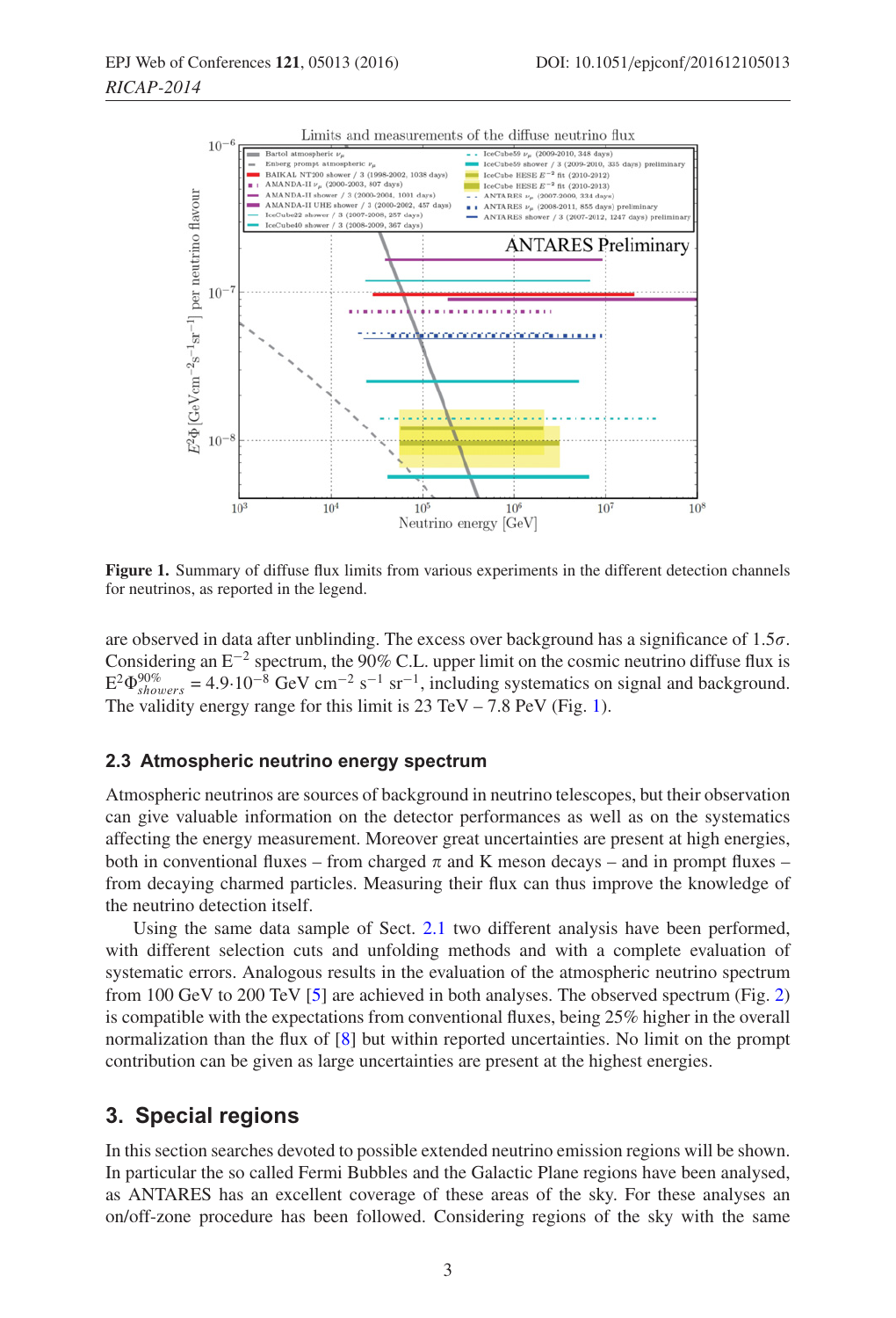Figure 1. Summary of diffuse flux limits from various experiments in the different detection channels for neutrinos, as reported in the legend.

are observed in data after unblinding. The excess over background has a significance of 1.5$\sigma$. Considering an $E^{-2}$ spectrum, the 90% C.L. upper limit on the cosmic neutrino diffuse flux is $E^2\Phi^{90\%}_{showers} = 4.9{\cdot}10^{-8}$ GeV cm$^{-2}$ s$^{-1}$ sr$^{-1}$, including systematics on signal and background. The validity energy range for this limit is 23 TeV – 7.8 PeV (Fig. 1).

### 2.3 Atmospheric neutrino energy spectrum

Atmospheric neutrinos are sources of background in neutrino telescopes, but their observation can give valuable information on the detector performances as well as on the systematics affecting the energy measurement. Moreover great uncertainties are present at high energies, both in conventional fluxes – from charged $\pi$ and K meson decays – and in prompt fluxes – from decaying charmed particles. Measuring their flux can thus improve the knowledge of the neutrino detection itself.

Using the same data sample of Sect. 2.1 two different analysis have been performed, with different selection cuts and unfolding methods and with a complete evaluation of systematic errors. Analogous results in the evaluation of the atmospheric neutrino spectrum from 100 GeV to 200 TeV [5] are achieved in both analyses. The observed spectrum (Fig. 2) is compatible with the expectations from conventional fluxes, being 25% higher in the overall normalization than the flux of [8] but within reported uncertainties. No limit on the prompt contribution can be given as large uncertainties are present at the highest energies.

## 3. Special regions

In this section searches devoted to possible extended neutrino emission regions will be shown. In particular the so called Fermi Bubbles and the Galactic Plane regions have been analysed, as ANTARES has an excellent coverage of these areas of the sky. For these analyses an on/off-zone procedure has been followed. Considering regions of the sky with the same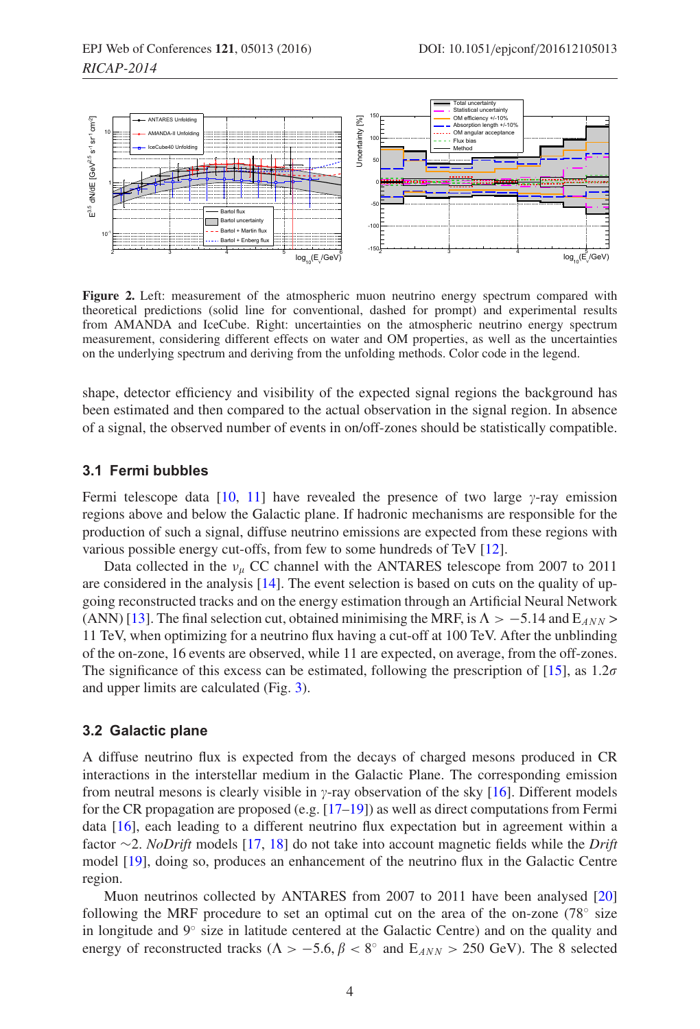**Figure 2.** Left: measurement of the atmospheric muon neutrino energy spectrum compared with theoretical predictions (solid line for conventional, dashed for prompt) and experimental results from AMANDA and IceCube. Right: uncertainties on the atmospheric neutrino energy spectrum measurement, considering different effects on water and OM properties, as well as the uncertainties on the underlying spectrum and deriving from the unfolding methods. Color code in the legend.

shape, detector efficiency and visibility of the expected signal regions the background has been estimated and then compared to the actual observation in the signal region. In absence of a signal, the observed number of events in on/off-zones should be statistically compatible.

### 3.1 Fermi bubbles

Fermi telescope data [10, 11] have revealed the presence of two large $\gamma$-ray emission regions above and below the Galactic plane. If hadronic mechanisms are responsible for the production of such a signal, diffuse neutrino emissions are expected from these regions with various possible energy cut-offs, from few to some hundreds of TeV [12].

Data collected in the $\nu_\mu$ CC channel with the ANTARES telescope from 2007 to 2011 are considered in the analysis [14]. The event selection is based on cuts on the quality of up-going reconstructed tracks and on the energy estimation through an Artificial Neural Network (ANN) [13]. The final selection cut, obtained minimising the MRF, is $\Lambda > -5.14$ and $E_{ANN} >$ 11 TeV, when optimizing for a neutrino flux having a cut-off at 100 TeV. After the unblinding of the on-zone, 16 events are observed, while 11 are expected, on average, from the off-zones. The significance of this excess can be estimated, following the prescription of [15], as $1.2\sigma$ and upper limits are calculated (Fig. 3).

### 3.2 Galactic plane

A diffuse neutrino flux is expected from the decays of charged mesons produced in CR interactions in the interstellar medium in the Galactic Plane. The corresponding emission from neutral mesons is clearly visible in $\gamma$-ray observation of the sky [16]. Different models for the CR propagation are proposed (e.g. [17–19]) as well as direct computations from Fermi data [16], each leading to a different neutrino flux expectation but in agreement within a factor $\sim$2. *NoDrift* models [17, 18] do not take into account magnetic fields while the *Drift* model [19], doing so, produces an enhancement of the neutrino flux in the Galactic Centre region.

Muon neutrinos collected by ANTARES from 2007 to 2011 have been analysed [20] following the MRF procedure to set an optimal cut on the area of the on-zone (78° size in longitude and 9° size in latitude centered at the Galactic Centre) and on the quality and energy of reconstructed tracks ($\Lambda > -5.6, \beta < 8°$ and $E_{ANN} > 250$ GeV). The 8 selected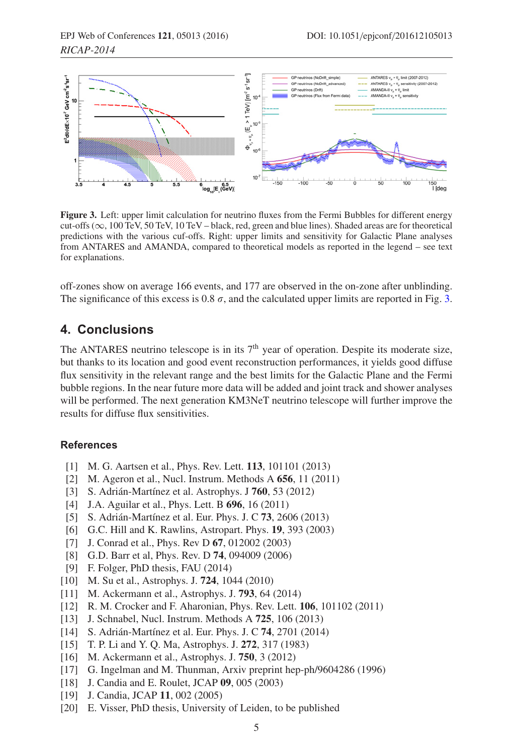Figure 3. Left: upper limit calculation for neutrino fluxes from the Fermi Bubbles for different energy cut-offs (∞, 100 TeV, 50 TeV, 10 TeV – black, red, green and blue lines). Shaded areas are for theoretical predictions with the various cuf-offs. Right: upper limits and sensitivity for Galactic Plane analyses from ANTARES and AMANDA, compared to theoretical models as reported in the legend – see text for explanations.

off-zones show on average 166 events, and 177 are observed in the on-zone after unblinding. The significance of this excess is 0.8 $\sigma$, and the calculated upper limits are reported in Fig. 3.

## 4. Conclusions

The ANTARES neutrino telescope is in its 7th year of operation. Despite its moderate size, but thanks to its location and good event reconstruction performances, it yields good diffuse flux sensitivity in the relevant range and the best limits for the Galactic Plane and the Fermi bubble regions. In the near future more data will be added and joint track and shower analyses will be performed. The next generation KM3NeT neutrino telescope will further improve the results for diffuse flux sensitivities.

### References

[1] M. G. Aartsen et al., Phys. Rev. Lett. **113**, 101101 (2013)
[2] M. Ageron et al., Nucl. Instrum. Methods A **656**, 11 (2011)
[3] S. Adrián-Martínez et al. Astrophys. J **760**, 53 (2012)
[4] J.A. Aguilar et al., Phys. Lett. B **696**, 16 (2011)
[5] S. Adrián-Martínez et al. Eur. Phys. J. C **73**, 2606 (2013)
[6] G.C. Hill and K. Rawlins, Astropart. Phys. **19**, 393 (2003)
[7] J. Conrad et al., Phys. Rev D **67**, 012002 (2003)
[8] G.D. Barr et al, Phys. Rev. D **74**, 094009 (2006)
[9] F. Folger, PhD thesis, FAU (2014)
[10] M. Su et al., Astrophys. J. **724**, 1044 (2010)
[11] M. Ackermann et al., Astrophys. J. **793**, 64 (2014)
[12] R. M. Crocker and F. Aharonian, Phys. Rev. Lett. **106**, 101102 (2011)
[13] J. Schnabel, Nucl. Instrum. Methods A **725**, 106 (2013)
[14] S. Adrián-Martínez et al. Eur. Phys. J. C **74**, 2701 (2014)
[15] T. P. Li and Y. Q. Ma, Astrophys. J. **272**, 317 (1983)
[16] M. Ackermann et al., Astrophys. J. **750**, 3 (2012)
[17] G. Ingelman and M. Thunman, Arxiv preprint hep-ph/9604286 (1996)
[18] J. Candia and E. Roulet, JCAP **09**, 005 (2003)
[19] J. Candia, JCAP **11**, 002 (2005)
[20] E. Visser, PhD thesis, University of Leiden, to be published